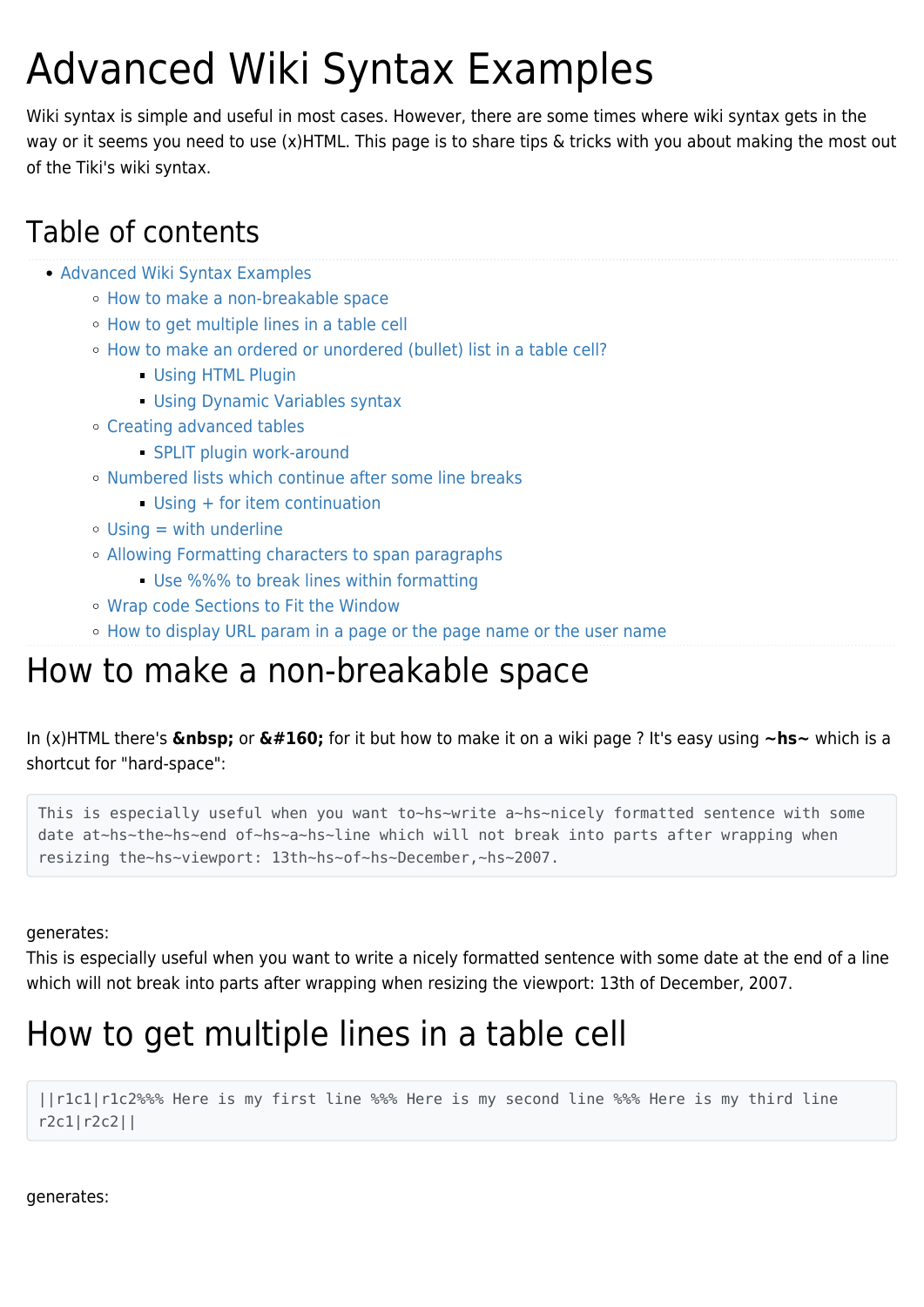# Advanced Wiki Syntax Examples

Wiki syntax is simple and useful in most cases. However, there are some times where wiki syntax gets in the way or it seems you need to use (x)HTML. This page is to share tips & tricks with you about making the most out of the Tiki's wiki syntax.

## Table of contents

- Advanced Wiki Syntax Examples
  - How to make a non-breakable space
  - How to get multiple lines in a table cell
  - How to make an ordered or unordered (bullet) list in a table cell?
    - Using HTML Plugin
    - Using Dynamic Variables syntax
  - Creating advanced tables
    - SPLIT plugin work-around
  - Numbered lists which continue after some line breaks
    - Using + for item continuation
  - Using = with underline
  - Allowing Formatting characters to span paragraphs
    - Use %%% to break lines within formatting
  - Wrap code Sections to Fit the Window
  - How to display URL param in a page or the page name or the user name

# How to make a non-breakable space

In (x)HTML there's **&nbsp;** or **&#160;** for it but how to make it on a wiki page ? It's easy using **~hs~** which is a shortcut for "hard-space":

```
This is especially useful when you want to~hs~write a~hs~nicely formatted sentence with some date at~hs~the~hs~end of~hs~a~hs~line which will not break into parts after wrapping when resizing the~hs~viewport: 13th~hs~of~hs~December,~hs~2007.
```

generates:
This is especially useful when you want to write a nicely formatted sentence with some date at the end of a line which will not break into parts after wrapping when resizing the viewport: 13th of December, 2007.

# How to get multiple lines in a table cell

```
||r1c1|r1c2%%% Here is my first line %%% Here is my second line %%% Here is my third line
r2c1|r2c2||
```

generates: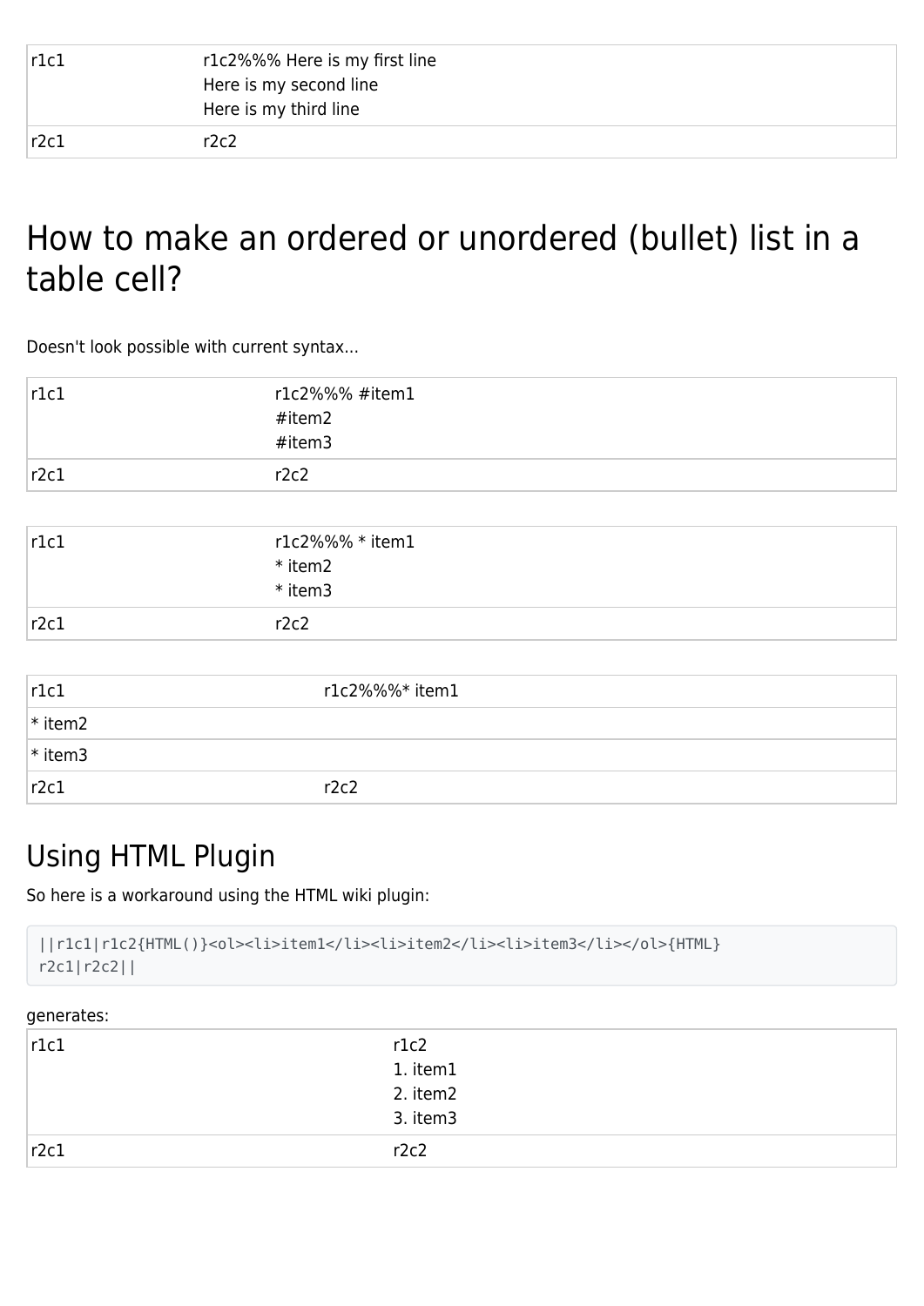| r1c1 | r1c2%%% Here is my first line<br>Here is my second line<br>Here is my third line |
|---|---|
| r2c1 | r2c2 |

## How to make an ordered or unordered (bullet) list in a table cell?

Doesn't look possible with current syntax...

| r1c1 | r1c2%%% #item1<br>#item2<br>#item3 |
|---|---|
| r2c1 | r2c2 |

| r1c1 | r1c2%%% * item1<br>* item2<br>* item3 |
|---|---|
| r2c1 | r2c2 |

| r1c1 | r1c2%%%* item1 |
|---|---|
| * item2 | |
| * item3 | |
| r2c1 | r2c2 |

### Using HTML Plugin

So here is a workaround using the HTML wiki plugin:

```
||r1c1|r1c2{HTML()}<ol><li>item1</li><li>item2</li><li>item3</li></ol>{HTML}
r2c1|r2c2||
```

generates:

| r1c1 | r1c2<br>1. item1<br>2. item2<br>3. item3 |
|---|---|
| r2c1 | r2c2 |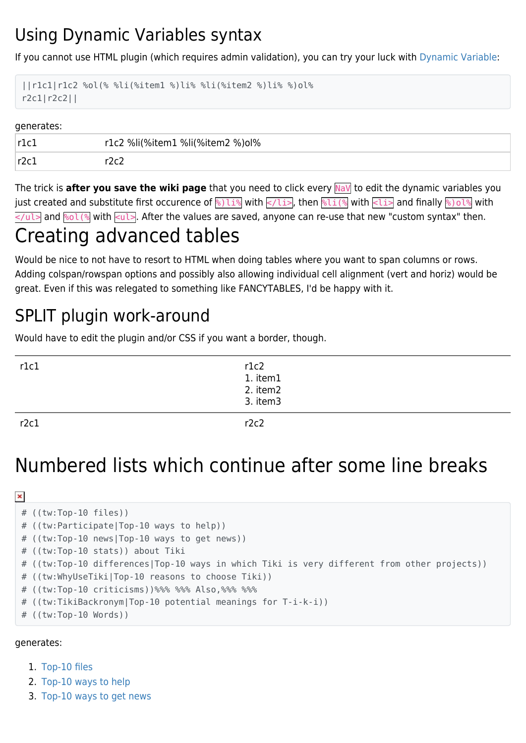## Using Dynamic Variables syntax

If you cannot use HTML plugin (which requires admin validation), you can try your luck with Dynamic Variable:

```
||r1c1|r1c2 %ol(% %li(%item1 %)li% %li(%item2 %)li% %)ol%
r2c1|r2c2||
```

generates:

| r1c1 | r1c2 %li(%item1 %li(%item2 %)ol% |
|---|---|
| r2c1 | r2c2 |

The trick is **after you save the wiki page** that you need to click every `NaV` to edit the dynamic variables you just created and substitute first occurence of `%)li%` with `</li>`, then `%li(%` with `<li>` and finally `%)ol%` with `</ul>` and `%ol(%` with `<ul>`. After the values are saved, anyone can re-use that new "custom syntax" then.

# Creating advanced tables

Would be nice to not have to resort to HTML when doing tables where you want to span columns or rows. Adding colspan/rowspan options and possibly also allowing individual cell alignment (vert and horiz) would be great. Even if this was relegated to something like FANCYTABLES, I'd be happy with it.

## SPLIT plugin work-around

Would have to edit the plugin and/or CSS if you want a border, though.

| r1c1 | r1c2<br>1. item1<br>2. item2<br>3. item3 |
|---|---|
| r2c1 | r2c2 |

# Numbered lists which continue after some line breaks

```
# ((tw:Top-10 files))
# ((tw:Participate|Top-10 ways to help))
# ((tw:Top-10 news|Top-10 ways to get news))
# ((tw:Top-10 stats)) about Tiki
# ((tw:Top-10 differences|Top-10 ways in which Tiki is very different from other projects))
# ((tw:WhyUseTiki|Top-10 reasons to choose Tiki))
# ((tw:Top-10 criticisms))%%% %%% Also,%%% %%%
# ((tw:TikiBackronym|Top-10 potential meanings for T-i-k-i))
# ((tw:Top-10 Words))
```

generates:

1. Top-10 files
2. Top-10 ways to help
3. Top-10 ways to get news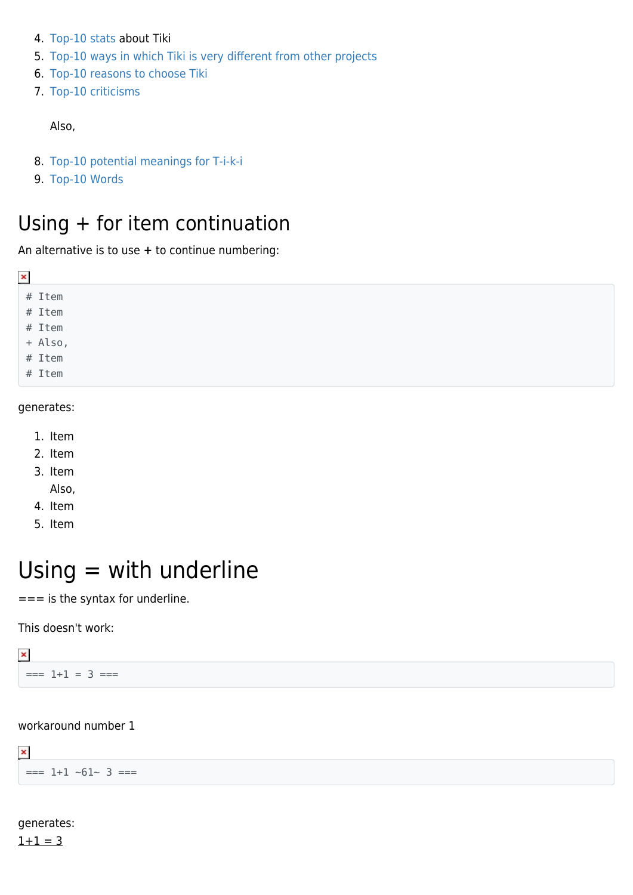4. Top-10 stats about Tiki
5. Top-10 ways in which Tiki is very different from other projects
6. Top-10 reasons to choose Tiki
7. Top-10 criticisms

   Also,

8. Top-10 potential meanings for T-i-k-i
9. Top-10 Words

# Using + for item continuation

An alternative is to use **+** to continue numbering:

```
# Item
# Item
# Item
+ Also,
# Item
# Item
```

generates:

1. Item
2. Item
3. Item
   Also,
4. Item
5. Item

# Using = with underline

=== is the syntax for underline.

This doesn't work:

```
=== 1+1 = 3 ===
```

workaround number 1

```
=== 1+1 ~61~ 3 ===
```

generates:
<u>1+1 = 3</u>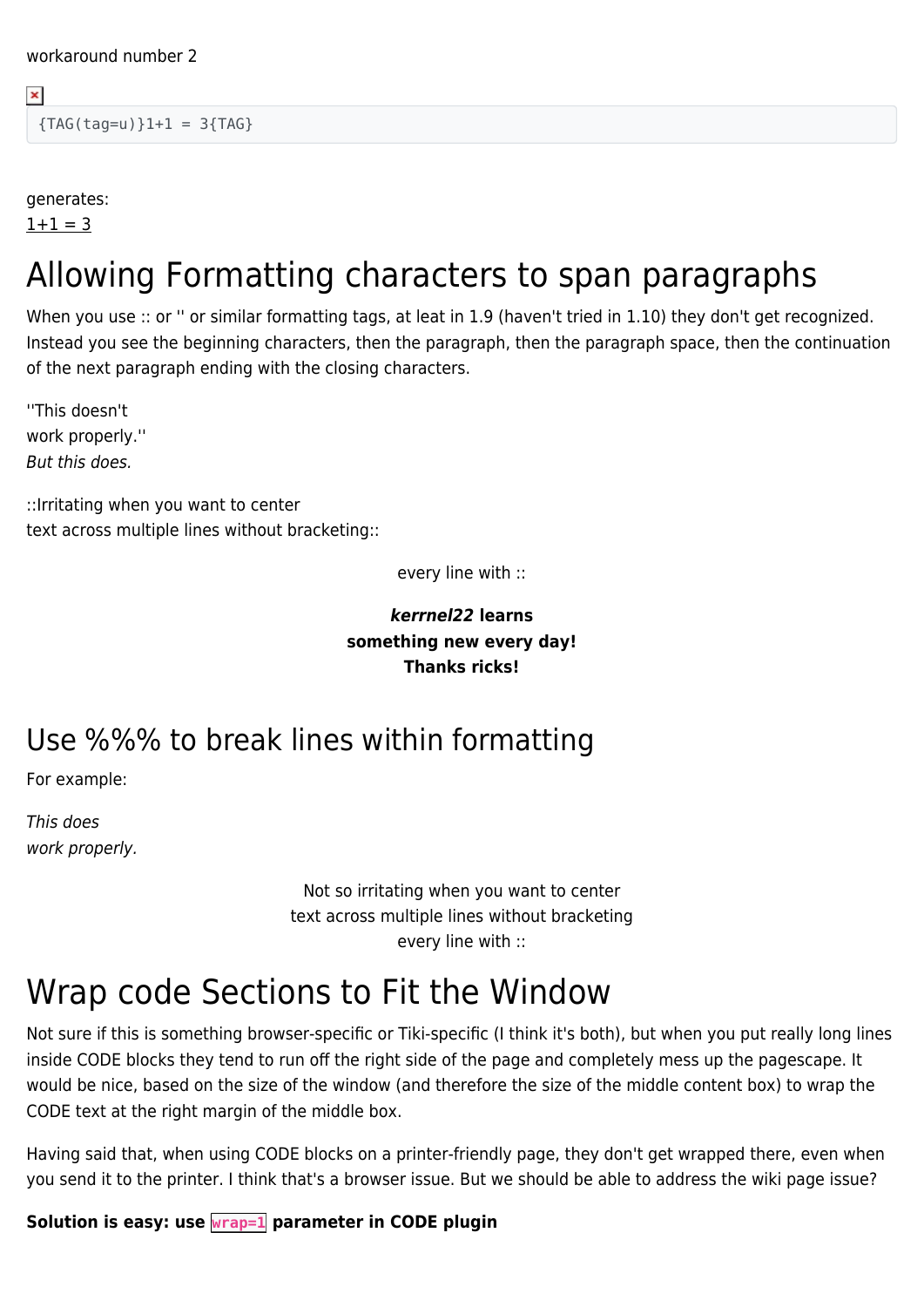workaround number 2

```
{TAG(tag=u)}1+1 = 3{TAG}
```

generates:
<u>1+1 = 3</u>

# Allowing Formatting characters to span paragraphs

When you use :: or '' or similar formatting tags, at leat in 1.9 (haven't tried in 1.10) they don't get recognized. Instead you see the beginning characters, then the paragraph, then the paragraph space, then the continuation of the next paragraph ending with the closing characters.

''This doesn't
work properly.''
*But this does.*

::Irritating when you want to center
text across multiple lines without bracketing::

every line with ::

***kerrnel22* learns**
**something new every day!**
**Thanks ricks!**

## Use %%% to break lines within formatting

For example:

*This does*
*work properly.*

Not so irritating when you want to center
text across multiple lines without bracketing
every line with ::

# Wrap code Sections to Fit the Window

Not sure if this is something browser-specific or Tiki-specific (I think it's both), but when you put really long lines inside CODE blocks they tend to run off the right side of the page and completely mess up the pagescape. It would be nice, based on the size of the window (and therefore the size of the middle content box) to wrap the CODE text at the right margin of the middle box.

Having said that, when using CODE blocks on a printer-friendly page, they don't get wrapped there, even when you send it to the printer. I think that's a browser issue. But we should be able to address the wiki page issue?

**Solution is easy: use `wrap=1` parameter in CODE plugin**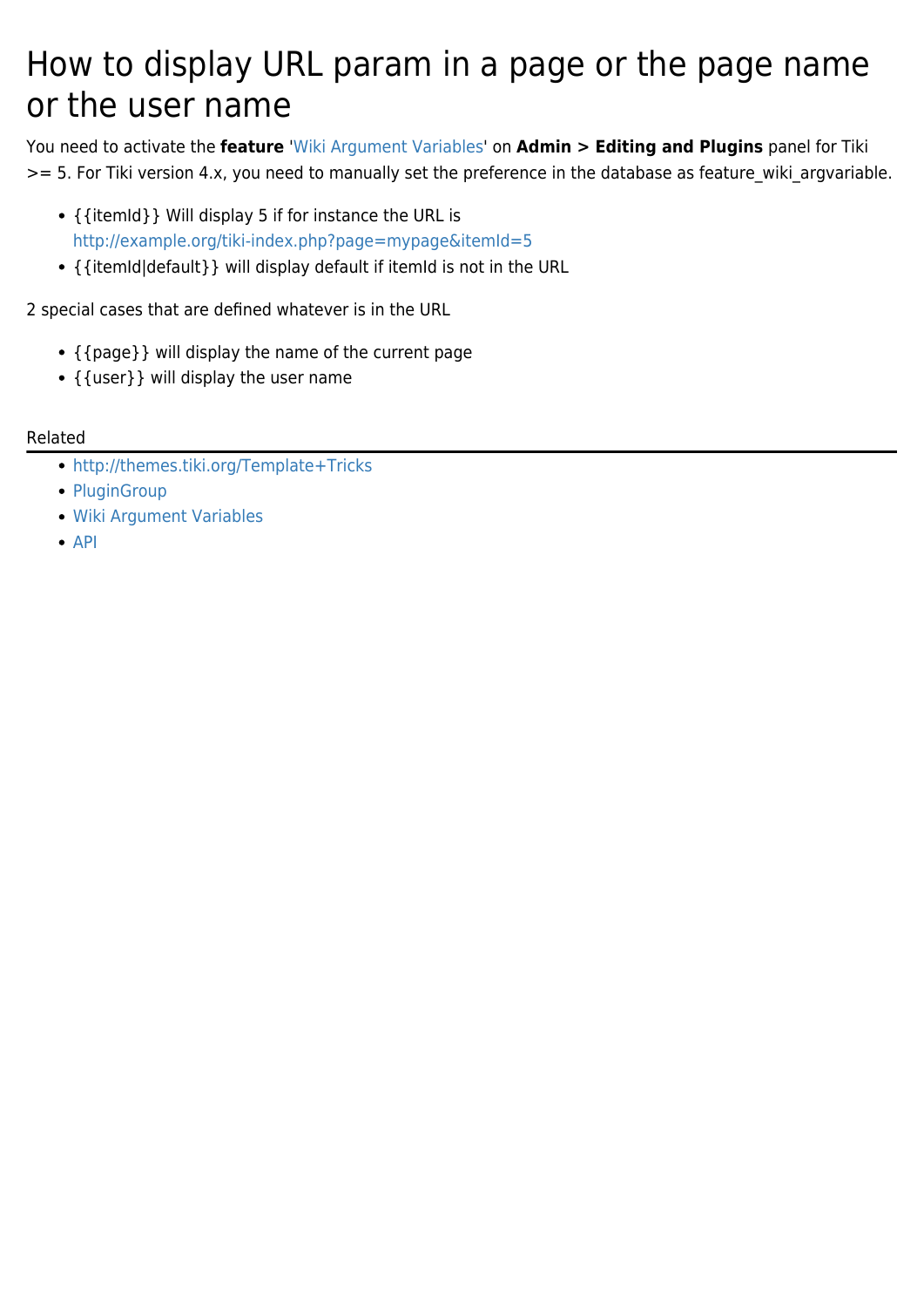# How to display URL param in a page or the page name or the user name

You need to activate the **feature** 'Wiki Argument Variables' on **Admin > Editing and Plugins** panel for Tiki >= 5. For Tiki version 4.x, you need to manually set the preference in the database as feature_wiki_argvariable.

- {{itemId}} Will display 5 if for instance the URL is http://example.org/tiki-index.php?page=mypage&itemId=5
- {{itemId|default}} will display default if itemId is not in the URL

2 special cases that are defined whatever is in the URL

- {{page}} will display the name of the current page
- {{user}} will display the user name

## Related

- http://themes.tiki.org/Template+Tricks
- PluginGroup
- Wiki Argument Variables
- API